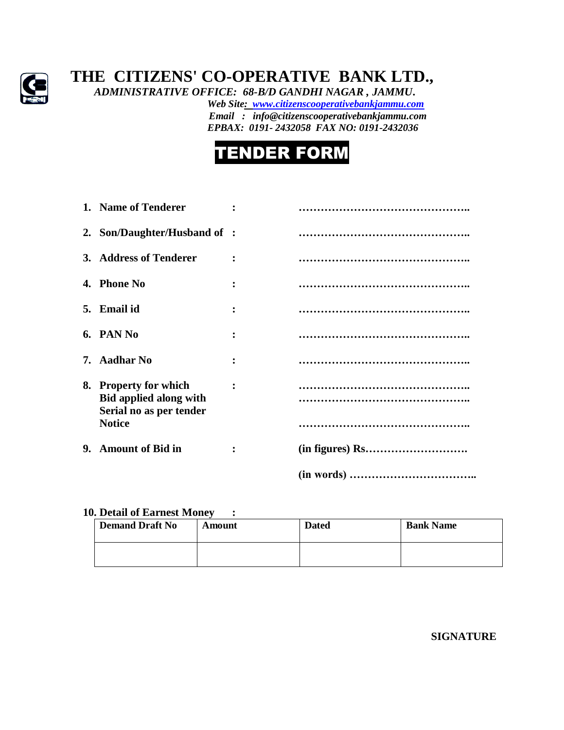# THE CITIZENS' CO-OPERATIVE BANK LTD.,

*ADMINISTRATIVE OFFICE: 68-B/D GANDHI NAGAR , JAMMU.*

*Web Site: www.citizenscooperativebankjammu.com*

*Email : info@citizenscooperativebankjammu.com*

*EPBAX: 0191- 2432058 FAX NO: 0191-2432036*

## TENDER FORM

1. **Name of Tenderer** : ………………………………………..
2. **Son/Daughter/Husband of** : ………………………………………..
3. **Address of Tenderer** : ………………………………………..
4. **Phone No** : ………………………………………..
5. **Email id** : ………………………………………..
6. **PAN No** : ………………………………………..
7. **Aadhar No** : ………………………………………..
8. **Property for which Bid applied along with Serial no as per tender Notice** : ………………………………………..
   ………………………………………..
   ………………………………………..
9. **Amount of Bid in** : **(in figures) Rs……………………….**

   **(in words) ……………………………..**

**10. Detail of Earnest Money :**

| Demand Draft No | Amount | Dated | Bank Name |
| --- | --- | --- | --- |
| | | | |

**SIGNATURE**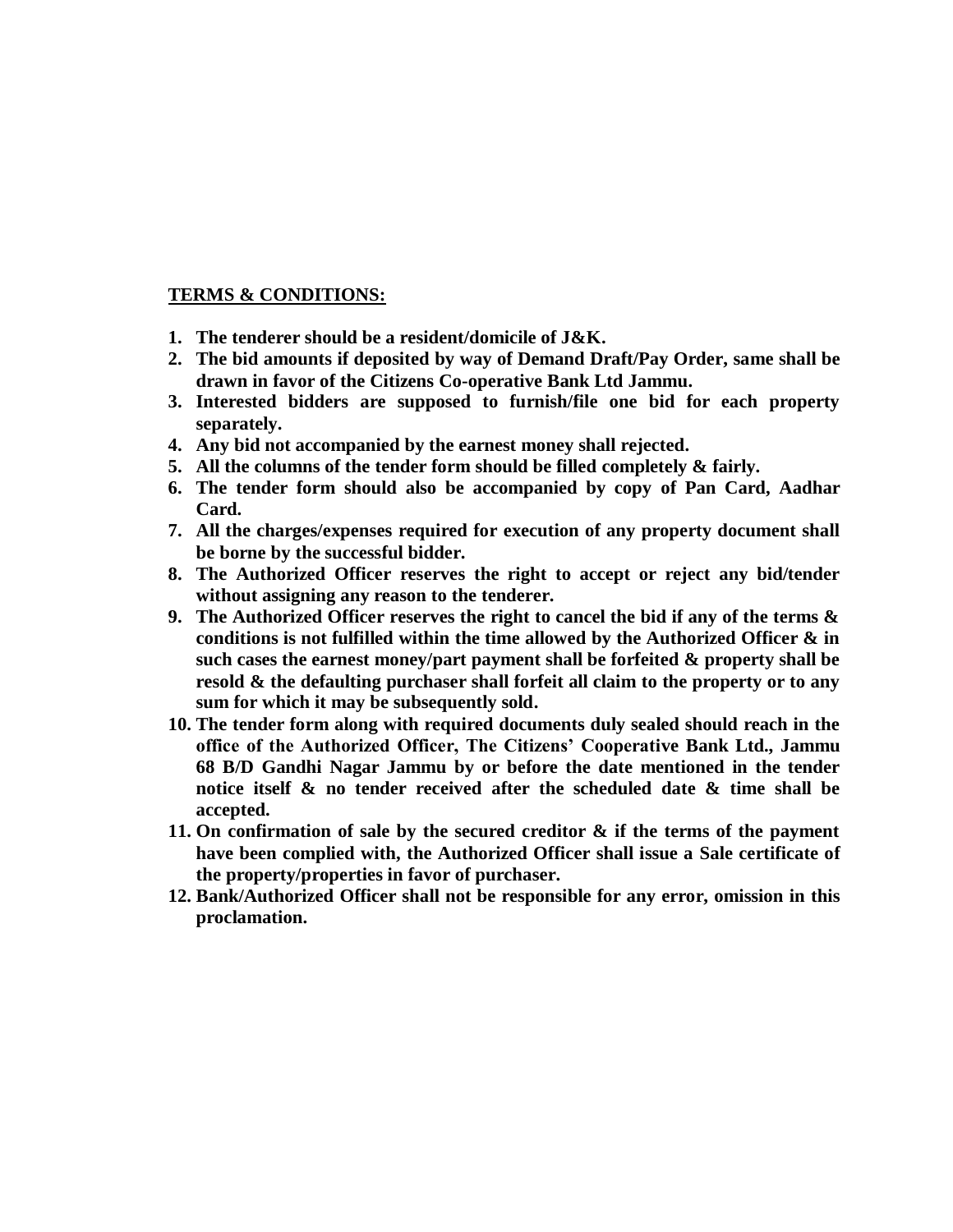**TERMS & CONDITIONS:**

1. **The tenderer should be a resident/domicile of J&K.**
2. **The bid amounts if deposited by way of Demand Draft/Pay Order, same shall be drawn in favor of the Citizens Co-operative Bank Ltd Jammu.**
3. **Interested bidders are supposed to furnish/file one bid for each property separately.**
4. **Any bid not accompanied by the earnest money shall rejected.**
5. **All the columns of the tender form should be filled completely & fairly.**
6. **The tender form should also be accompanied by copy of Pan Card, Aadhar Card.**
7. **All the charges/expenses required for execution of any property document shall be borne by the successful bidder.**
8. **The Authorized Officer reserves the right to accept or reject any bid/tender without assigning any reason to the tenderer.**
9. **The Authorized Officer reserves the right to cancel the bid if any of the terms & conditions is not fulfilled within the time allowed by the Authorized Officer & in such cases the earnest money/part payment shall be forfeited & property shall be resold & the defaulting purchaser shall forfeit all claim to the property or to any sum for which it may be subsequently sold.**
10. **The tender form along with required documents duly sealed should reach in the office of the Authorized Officer, The Citizens' Cooperative Bank Ltd., Jammu 68 B/D Gandhi Nagar Jammu by or before the date mentioned in the tender notice itself & no tender received after the scheduled date & time shall be accepted.**
11. **On confirmation of sale by the secured creditor & if the terms of the payment have been complied with, the Authorized Officer shall issue a Sale certificate of the property/properties in favor of purchaser.**
12. **Bank/Authorized Officer shall not be responsible for any error, omission in this proclamation.**